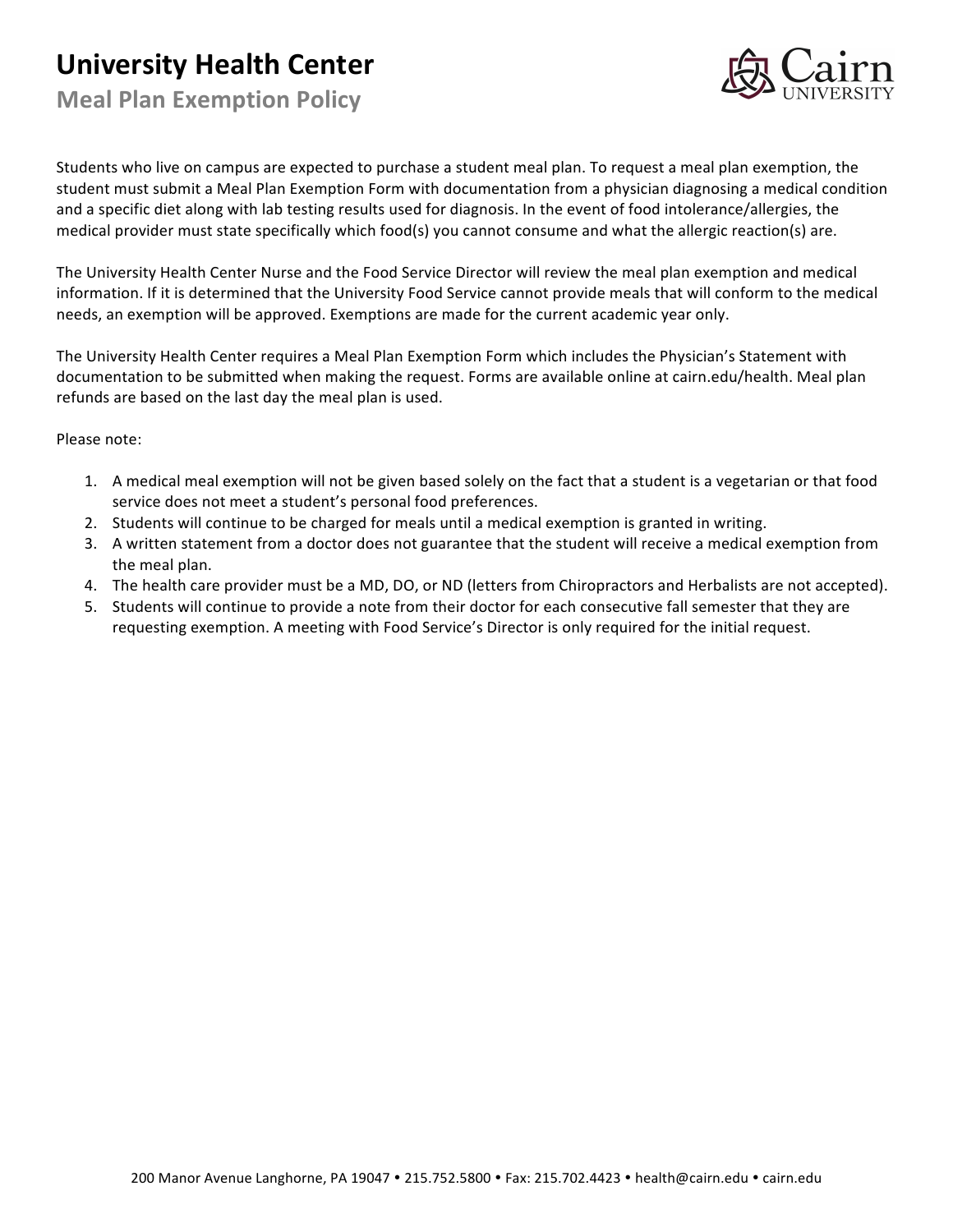# University Health Center

## Meal Plan Exemption Policy

Students who live on campus are expected to purchase a student meal plan. To request a meal plan exemption, the student must submit a Meal Plan Exemption Form with documentation from a physician diagnosing a medical condition and a specific diet along with lab testing results used for diagnosis. In the event of food intolerance/allergies, the medical provider must state specifically which food(s) you cannot consume and what the allergic reaction(s) are.

The University Health Center Nurse and the Food Service Director will review the meal plan exemption and medical information. If it is determined that the University Food Service cannot provide meals that will conform to the medical needs, an exemption will be approved. Exemptions are made for the current academic year only.

The University Health Center requires a Meal Plan Exemption Form which includes the Physician's Statement with documentation to be submitted when making the request. Forms are available online at cairn.edu/health. Meal plan refunds are based on the last day the meal plan is used.

Please note:

1. A medical meal exemption will not be given based solely on the fact that a student is a vegetarian or that food service does not meet a student's personal food preferences.
2. Students will continue to be charged for meals until a medical exemption is granted in writing.
3. A written statement from a doctor does not guarantee that the student will receive a medical exemption from the meal plan.
4. The health care provider must be a MD, DO, or ND (letters from Chiropractors and Herbalists are not accepted).
5. Students will continue to provide a note from their doctor for each consecutive fall semester that they are requesting exemption. A meeting with Food Service's Director is only required for the initial request.

200 Manor Avenue Langhorne, PA 19047 • 215.752.5800 • Fax: 215.702.4423 • health@cairn.edu • cairn.edu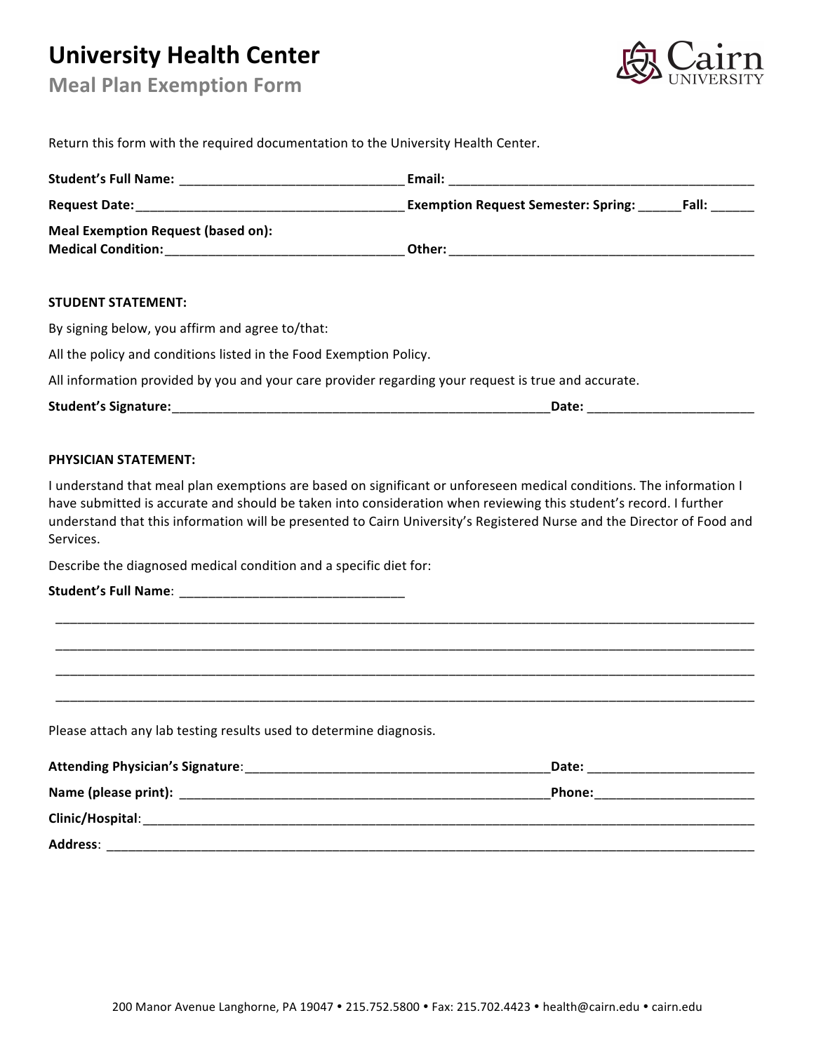# University Health Center

## Meal Plan Exemption Form

Return this form with the required documentation to the University Health Center.

**Student's Full Name:** ______________________________ **Email:** __________________________________________

**Request Date:** ____________________________________ **Exemption Request Semester: Spring:** ______ **Fall:** ______

**Meal Exemption Request (based on):**
**Medical Condition:** ________________________________ **Other:** __________________________________________

**STUDENT STATEMENT:**

By signing below, you affirm and agree to/that:

All the policy and conditions listed in the Food Exemption Policy.

All information provided by you and your care provider regarding your request is true and accurate.

**Student's Signature:** ______________________________________________________ **Date:** ______________________

**PHYSICIAN STATEMENT:**

I understand that meal plan exemptions are based on significant or unforeseen medical conditions. The information I have submitted is accurate and should be taken into consideration when reviewing this student's record. I further understand that this information will be presented to Cairn University's Registered Nurse and the Director of Food and Services.

Describe the diagnosed medical condition and a specific diet for:

**Student's Full Name**: ______________________________

____________________________________________________________________________________________________

____________________________________________________________________________________________________

____________________________________________________________________________________________________

____________________________________________________________________________________________________

Please attach any lab testing results used to determine diagnosis.

**Attending Physician's Signature**: __________________________________________ **Date:** ______________________

**Name (please print):** ___________________________________________________ **Phone:** _____________________

**Clinic/Hospital**: _________________________________________________________________________________________

**Address**: ____________________________________________________________________________________________

200 Manor Avenue Langhorne, PA 19047 • 215.752.5800 • Fax: 215.702.4423 • health@cairn.edu • cairn.edu